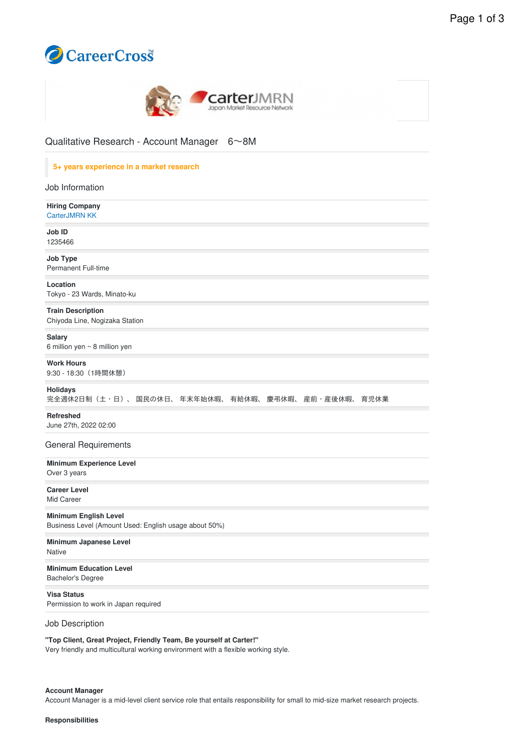# Qualitative Research - Account Manager 6～8M

**5+ years experience in a market research**

## Job Information

**Hiring Company**
CarterJMRN KK

**Job ID**
1235466

**Job Type**
Permanent Full-time

**Location**
Tokyo - 23 Wards, Minato-ku

**Train Description**
Chiyoda Line, Nogizaka Station

**Salary**
6 million yen ~ 8 million yen

**Work Hours**
9:30 - 18:30（1時間休憩）

**Holidays**
完全週休2日制（土・日）、 国民の休日、 年末年始休暇、 有給休暇、 慶弔休暇、 産前・産後休暇、 育児休業

**Refreshed**
June 27th, 2022 02:00

## General Requirements

**Minimum Experience Level**
Over 3 years

**Career Level**
Mid Career

**Minimum English Level**
Business Level (Amount Used: English usage about 50%)

**Minimum Japanese Level**
Native

**Minimum Education Level**
Bachelor's Degree

**Visa Status**
Permission to work in Japan required

## Job Description

**"Top Client, Great Project, Friendly Team, Be yourself at Carter!"**
Very friendly and multicultural working environment with a flexible working style.

**Account Manager**
Account Manager is a mid-level client service role that entails responsibility for small to mid-size market research projects.

**Responsibilities**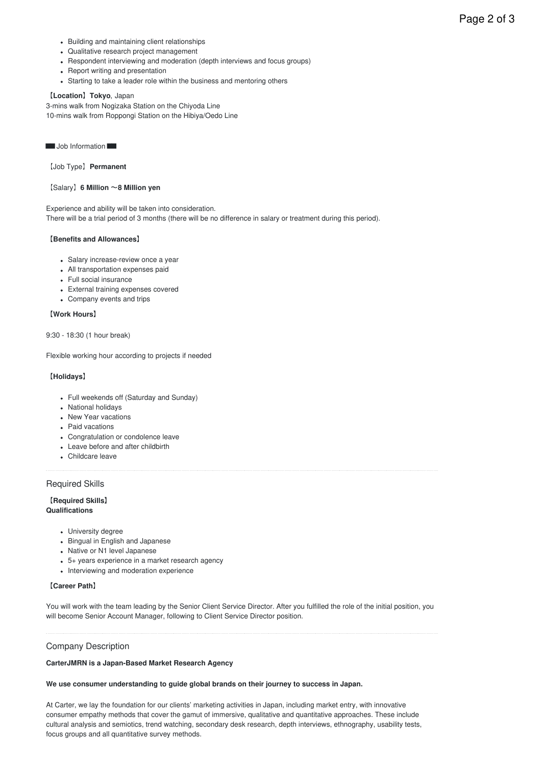- Building and maintaining client relationships
- Qualitative research project management
- Respondent interviewing and moderation (depth interviews and focus groups)
- Report writing and presentation
- Starting to take a leader role within the business and mentoring others

**【Location】Tokyo**, Japan

3-mins walk from Nogizaka Station on the Chiyoda Line
10-mins walk from Roppongi Station on the Hibiya/Oedo Line

■■ Job Information ■■

【Job Type】**Permanent**

【Salary】**6 Million 〜8 Million yen**

Experience and ability will be taken into consideration.
There will be a trial period of 3 months (there will be no difference in salary or treatment during this period).

**【Benefits and Allowances】**

- Salary increase-review once a year
- All transportation expenses paid
- Full social insurance
- External training expenses covered
- Company events and trips

**【Work Hours】**

9:30 - 18:30 (1 hour break)

Flexible working hour according to projects if needed

**【Holidays】**

- Full weekends off (Saturday and Sunday)
- National holidays
- New Year vacations
- Paid vacations
- Congratulation or condolence leave
- Leave before and after childbirth
- Childcare leave

## Required Skills

**【Required Skills】**
**Qualifications**

- University degree
- Bingual in English and Japanese
- Native or N1 level Japanese
- 5+ years experience in a market research agency
- Interviewing and moderation experience

**【Career Path】**

You will work with the team leading by the Senior Client Service Director. After you fulfilled the role of the initial position, you will become Senior Account Manager, following to Client Service Director position.

## Company Description

**CarterJMRN is a Japan-Based Market Research Agency**

**We use consumer understanding to guide global brands on their journey to success in Japan.**

At Carter, we lay the foundation for our clients' marketing activities in Japan, including market entry, with innovative consumer empathy methods that cover the gamut of immersive, qualitative and quantitative approaches. These include cultural analysis and semiotics, trend watching, secondary desk research, depth interviews, ethnography, usability tests, focus groups and all quantitative survey methods.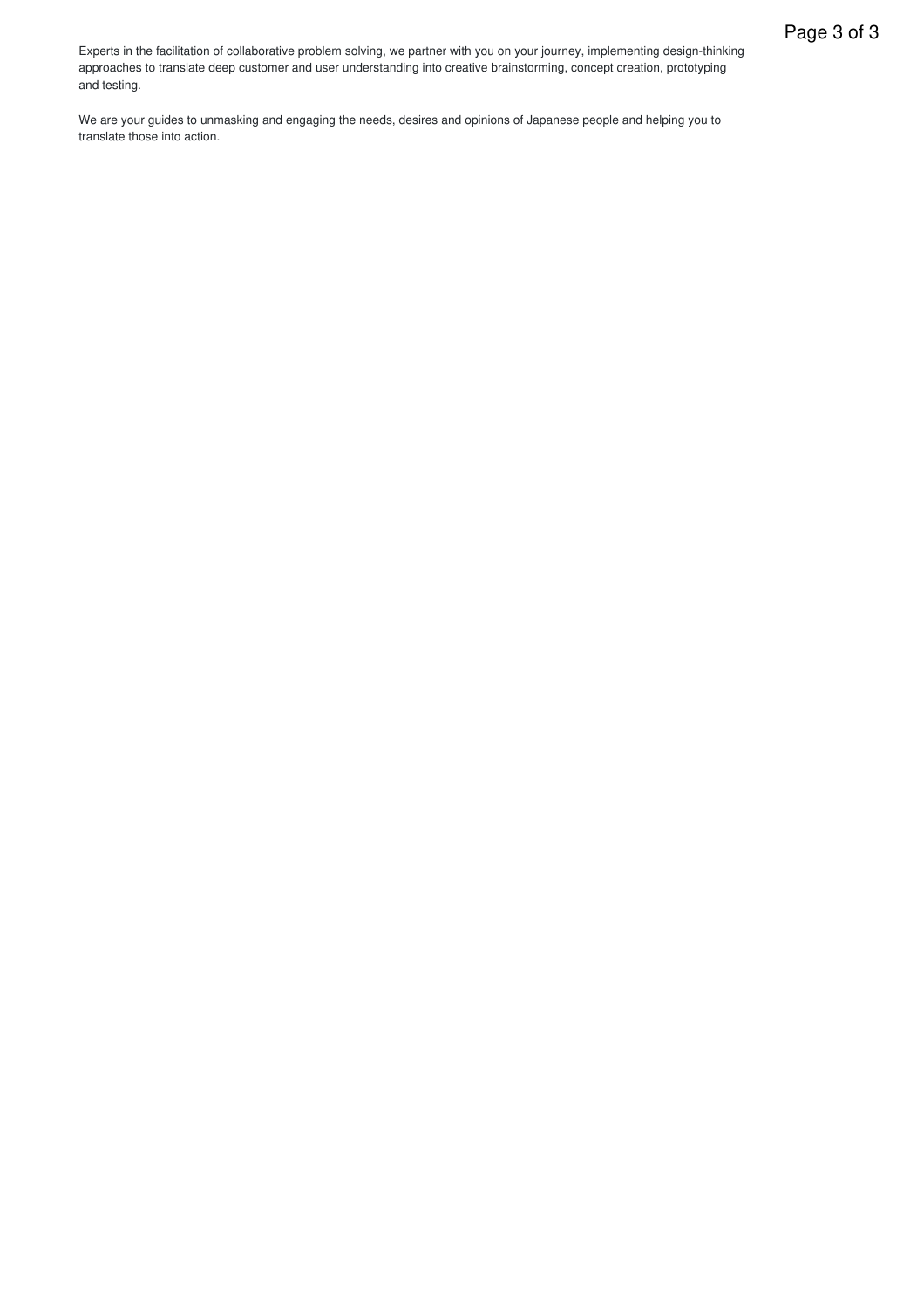Experts in the facilitation of collaborative problem solving, we partner with you on your journey, implementing design-thinking approaches to translate deep customer and user understanding into creative brainstorming, concept creation, prototyping and testing.

We are your guides to unmasking and engaging the needs, desires and opinions of Japanese people and helping you to translate those into action.